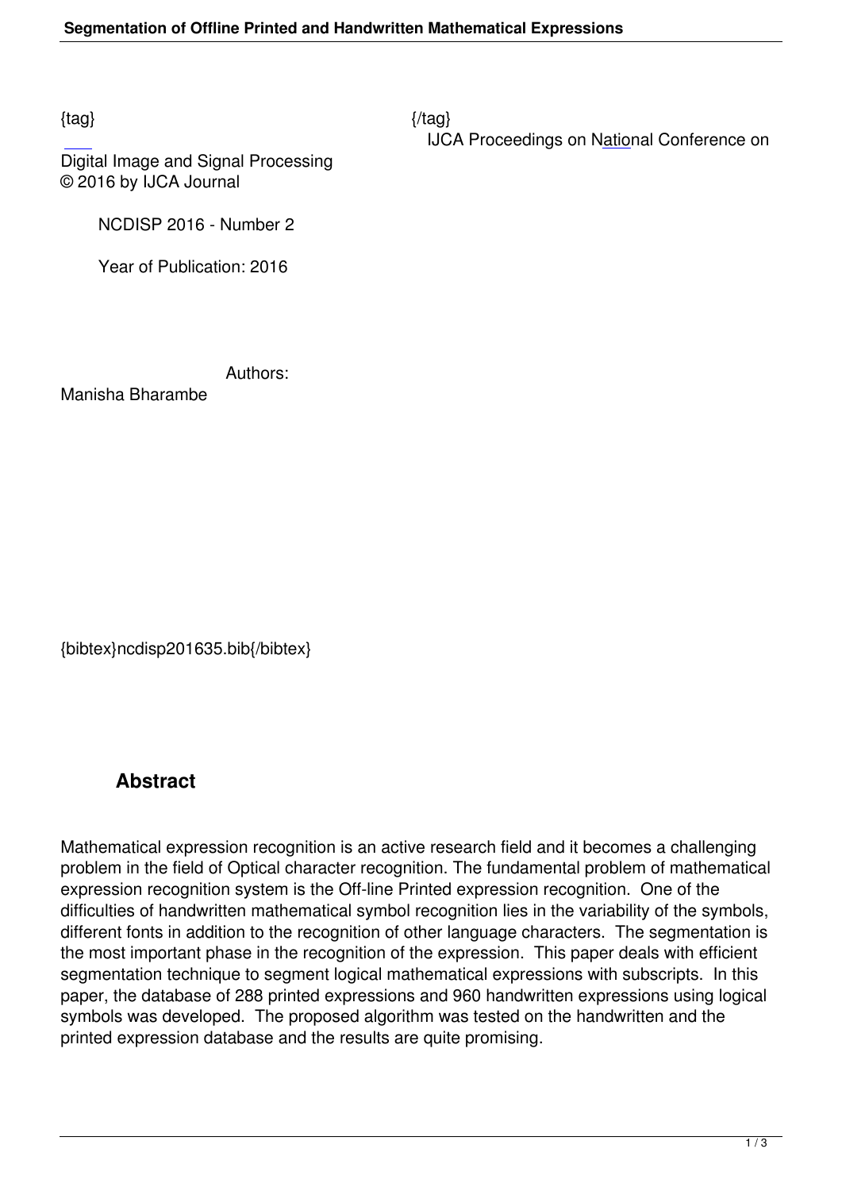{tag} {/tag}

IJCA Proceedings on National Conference on Digital Image and Signal Processing

© 2016 by IJCA Journal

NCDISP 2016 - Number 2

Year of Publication: 2016

Authors:

Manisha Bharambe

{bibtex}ncdisp201635.bib{/bibtex}

## Abstract

Mathematical expression recognition is an active research field and it becomes a challenging problem in the field of Optical character recognition. The fundamental problem of mathematical expression recognition system is the Off-line Printed expression recognition. One of the difficulties of handwritten mathematical symbol recognition lies in the variability of the symbols, different fonts in addition to the recognition of other language characters. The segmentation is the most important phase in the recognition of the expression. This paper deals with efficient segmentation technique to segment logical mathematical expressions with subscripts. In this paper, the database of 288 printed expressions and 960 handwritten expressions using logical symbols was developed. The proposed algorithm was tested on the handwritten and the printed expression database and the results are quite promising.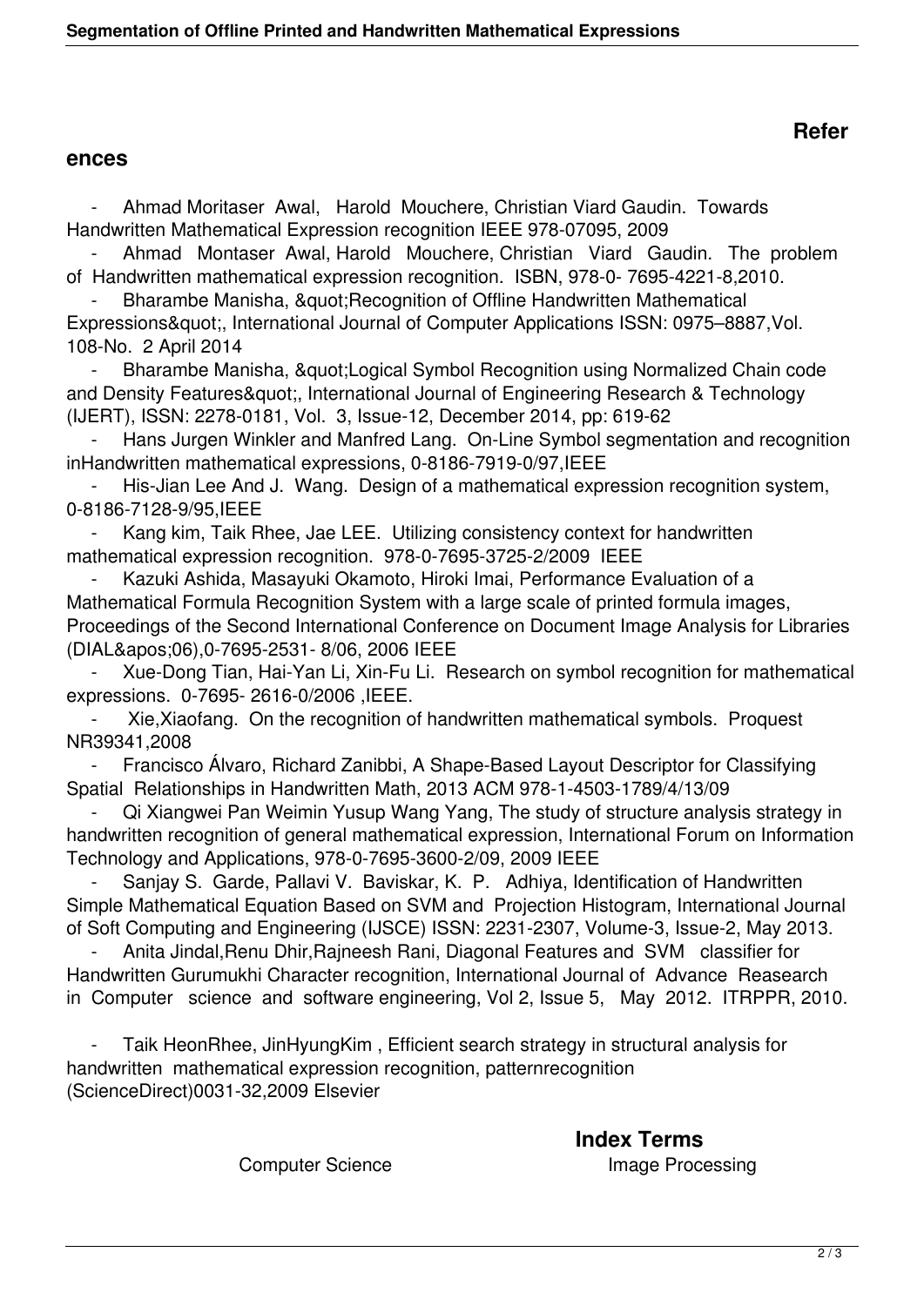## References

- Ahmad Moritaser Awal, Harold Mouchere, Christian Viard Gaudin. Towards Handwritten Mathematical Expression recognition IEEE 978-07095, 2009
- Ahmad Montaser Awal, Harold Mouchere, Christian Viard Gaudin. The problem of Handwritten mathematical expression recognition. ISBN, 978-0- 7695-4221-8,2010.
- Bharambe Manisha, &quot;Recognition of Offline Handwritten Mathematical Expressions&quot;, International Journal of Computer Applications ISSN: 0975–8887,Vol. 108-No. 2 April 2014
- Bharambe Manisha, &quot;Logical Symbol Recognition using Normalized Chain code and Density Features&quot;, International Journal of Engineering Research & Technology (IJERT), ISSN: 2278-0181, Vol. 3, Issue-12, December 2014, pp: 619-62
- Hans Jurgen Winkler and Manfred Lang. On-Line Symbol segmentation and recognition inHandwritten mathematical expressions, 0-8186-7919-0/97,IEEE
- His-Jian Lee And J. Wang. Design of a mathematical expression recognition system, 0-8186-7128-9/95,IEEE
- Kang kim, Taik Rhee, Jae LEE. Utilizing consistency context for handwritten mathematical expression recognition. 978-0-7695-3725-2/2009 IEEE
- Kazuki Ashida, Masayuki Okamoto, Hiroki Imai, Performance Evaluation of a Mathematical Formula Recognition System with a large scale of printed formula images, Proceedings of the Second International Conference on Document Image Analysis for Libraries (DIAL&apos;06),0-7695-2531- 8/06, 2006 IEEE
- Xue-Dong Tian, Hai-Yan Li, Xin-Fu Li. Research on symbol recognition for mathematical expressions. 0-7695- 2616-0/2006 ,IEEE.
- Xie,Xiaofang. On the recognition of handwritten mathematical symbols. Proquest NR39341,2008
- Francisco Álvaro, Richard Zanibbi, A Shape-Based Layout Descriptor for Classifying Spatial Relationships in Handwritten Math, 2013 ACM 978-1-4503-1789/4/13/09
- Qi Xiangwei Pan Weimin Yusup Wang Yang, The study of structure analysis strategy in handwritten recognition of general mathematical expression, International Forum on Information Technology and Applications, 978-0-7695-3600-2/09, 2009 IEEE
- Sanjay S. Garde, Pallavi V. Baviskar, K. P. Adhiya, Identification of Handwritten Simple Mathematical Equation Based on SVM and Projection Histogram, International Journal of Soft Computing and Engineering (IJSCE) ISSN: 2231-2307, Volume-3, Issue-2, May 2013.
- Anita Jindal,Renu Dhir,Rajneesh Rani, Diagonal Features and SVM classifier for Handwritten Gurumukhi Character recognition, International Journal of Advance Reasearch in Computer science and software engineering, Vol 2, Issue 5, May 2012. ITRPPR, 2010.
- Taik HeonRhee, JinHyungKim , Efficient search strategy in structural analysis for handwritten mathematical expression recognition, patternrecognition (ScienceDirect)0031-32,2009 Elsevier

## Index Terms

Computer Science | Image Processing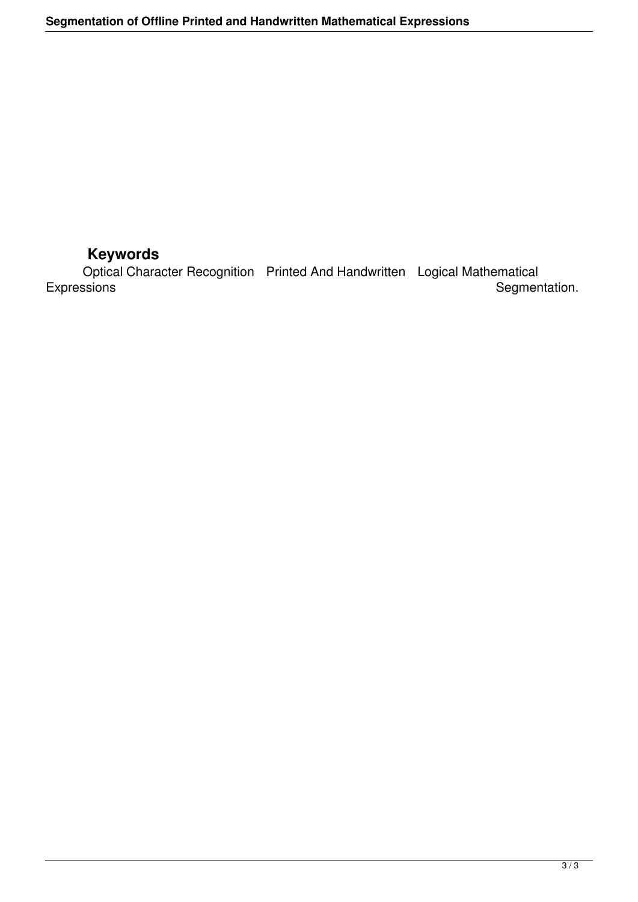## Keywords

Optical Character Recognition   Printed And Handwritten   Logical Mathematical Expressions   Segmentation.